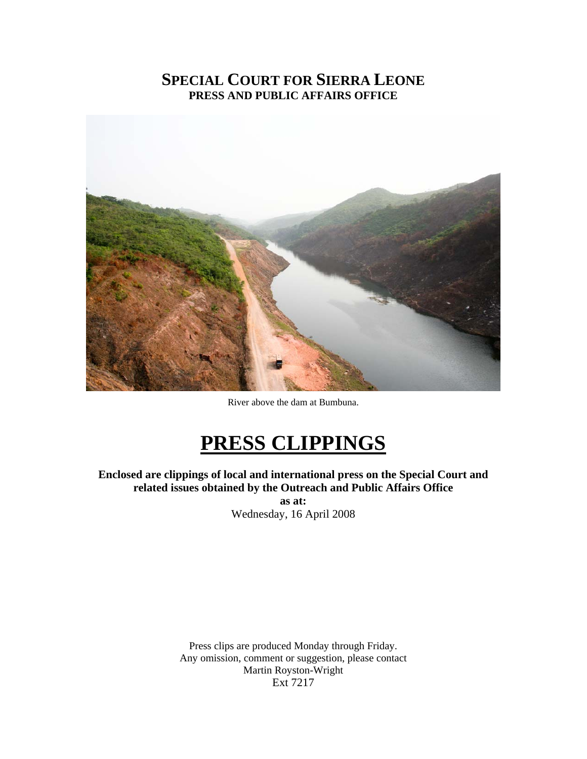# SPECIAL COURT FOR SIERRA LEONE
## PRESS AND PUBLIC AFFAIRS OFFICE

River above the dam at Bumbuna.

# PRESS CLIPPINGS

**Enclosed are clippings of local and international press on the Special Court and related issues obtained by the Outreach and Public Affairs Office**
**as at:**
Wednesday, 16 April 2008

Press clips are produced Monday through Friday.
Any omission, comment or suggestion, please contact
Martin Royston-Wright
Ext 7217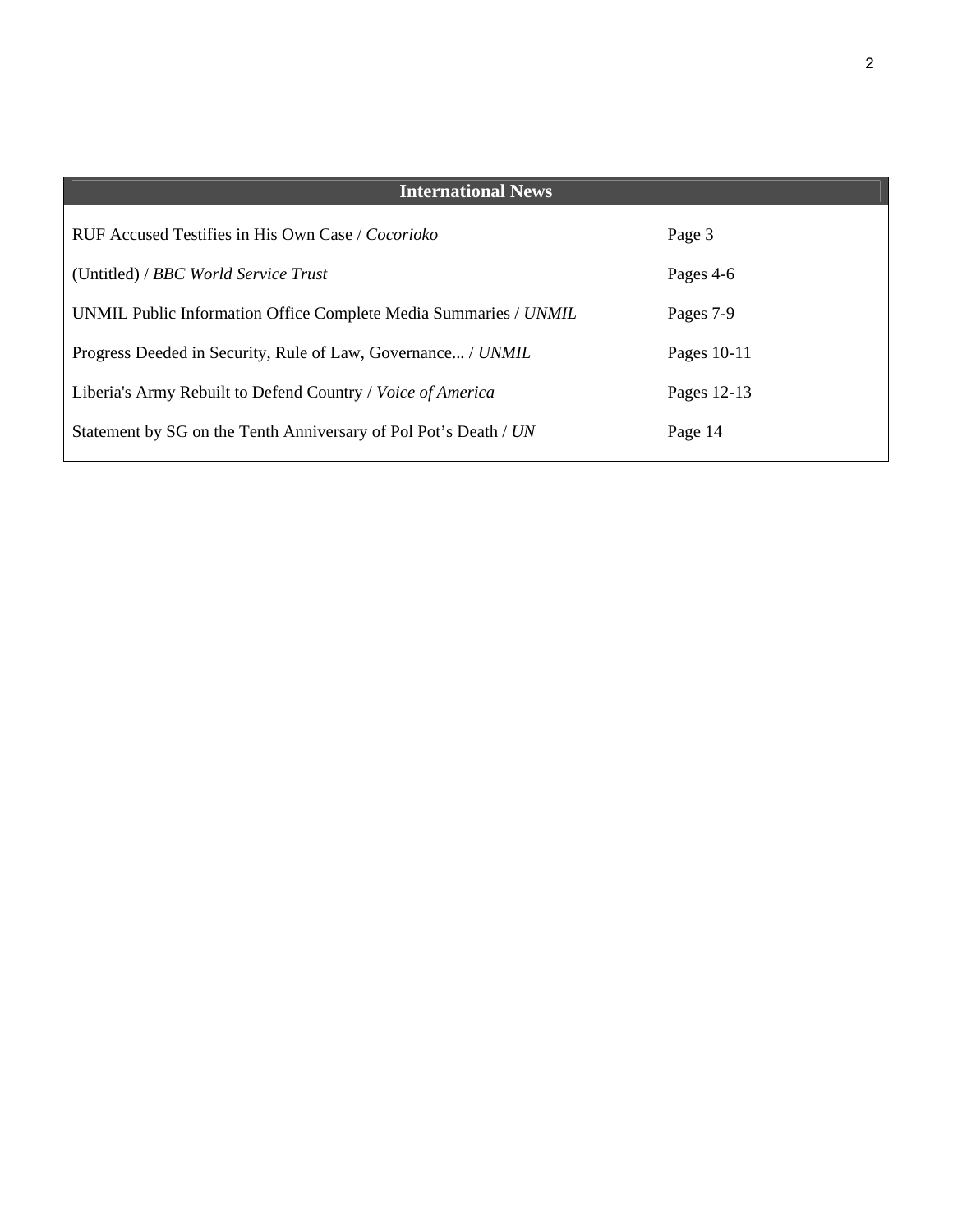## International News

| | |
|---|---|
| RUF Accused Testifies in His Own Case / *Cocorioko* | Page 3 |
| (Untitled) / *BBC World Service Trust* | Pages 4-6 |
| UNMIL Public Information Office Complete Media Summaries / *UNMIL* | Pages 7-9 |
| Progress Deeded in Security, Rule of Law, Governance... / *UNMIL* | Pages 10-11 |
| Liberia's Army Rebuilt to Defend Country / *Voice of America* | Pages 12-13 |
| Statement by SG on the Tenth Anniversary of Pol Pot's Death / *UN* | Page 14 |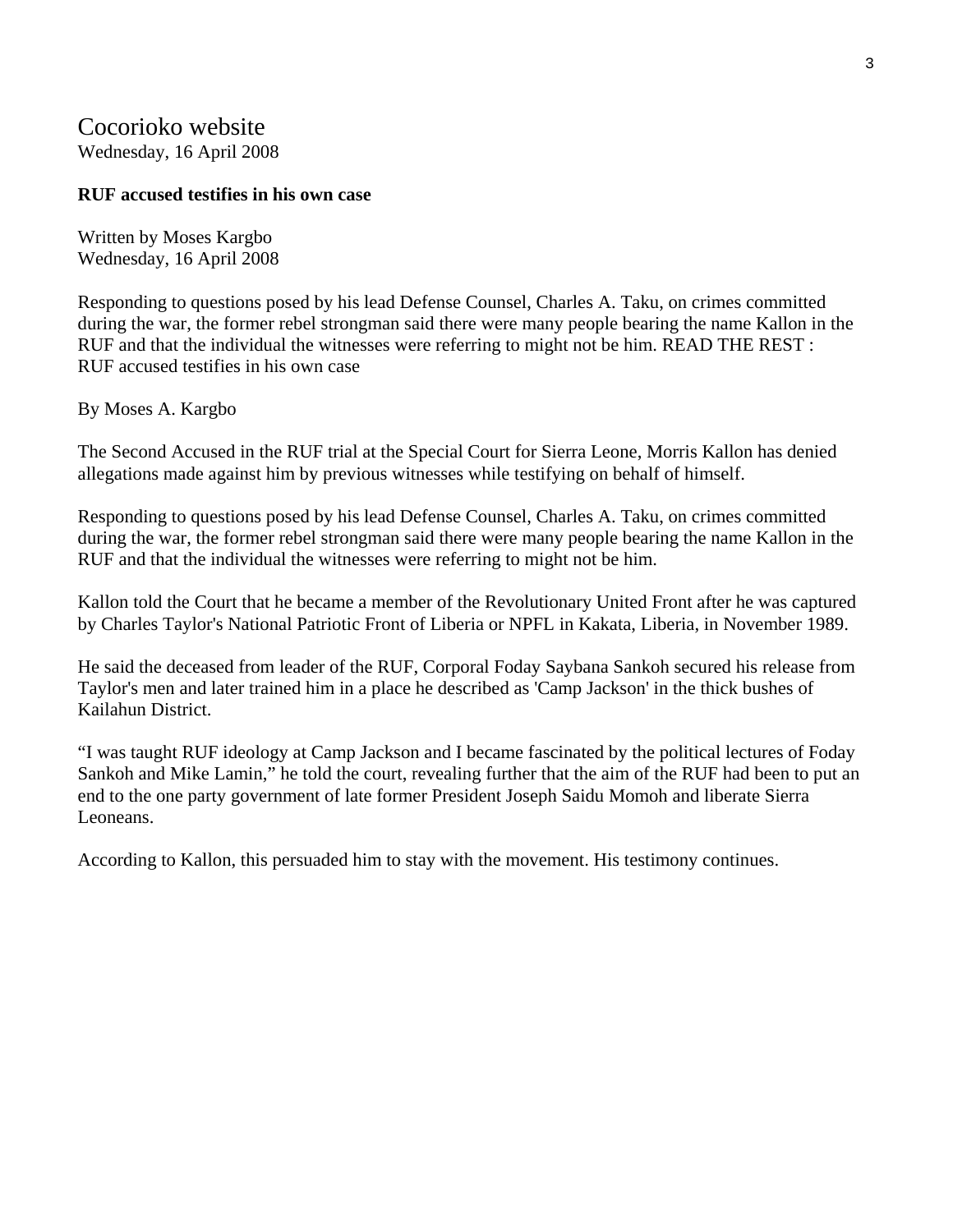# Cocorioko website

Wednesday, 16 April 2008

**RUF accused testifies in his own case**

Written by Moses Kargbo
Wednesday, 16 April 2008

Responding to questions posed by his lead Defense Counsel, Charles A. Taku, on crimes committed during the war, the former rebel strongman said there were many people bearing the name Kallon in the RUF and that the individual the witnesses were referring to might not be him. READ THE REST : RUF accused testifies in his own case

By Moses A. Kargbo

The Second Accused in the RUF trial at the Special Court for Sierra Leone, Morris Kallon has denied allegations made against him by previous witnesses while testifying on behalf of himself.

Responding to questions posed by his lead Defense Counsel, Charles A. Taku, on crimes committed during the war, the former rebel strongman said there were many people bearing the name Kallon in the RUF and that the individual the witnesses were referring to might not be him.

Kallon told the Court that he became a member of the Revolutionary United Front after he was captured by Charles Taylor's National Patriotic Front of Liberia or NPFL in Kakata, Liberia, in November 1989.

He said the deceased from leader of the RUF, Corporal Foday Saybana Sankoh secured his release from Taylor's men and later trained him in a place he described as 'Camp Jackson' in the thick bushes of Kailahun District.

“I was taught RUF ideology at Camp Jackson and I became fascinated by the political lectures of Foday Sankoh and Mike Lamin,” he told the court, revealing further that the aim of the RUF had been to put an end to the one party government of late former President Joseph Saidu Momoh and liberate Sierra Leoneans.

According to Kallon, this persuaded him to stay with the movement. His testimony continues.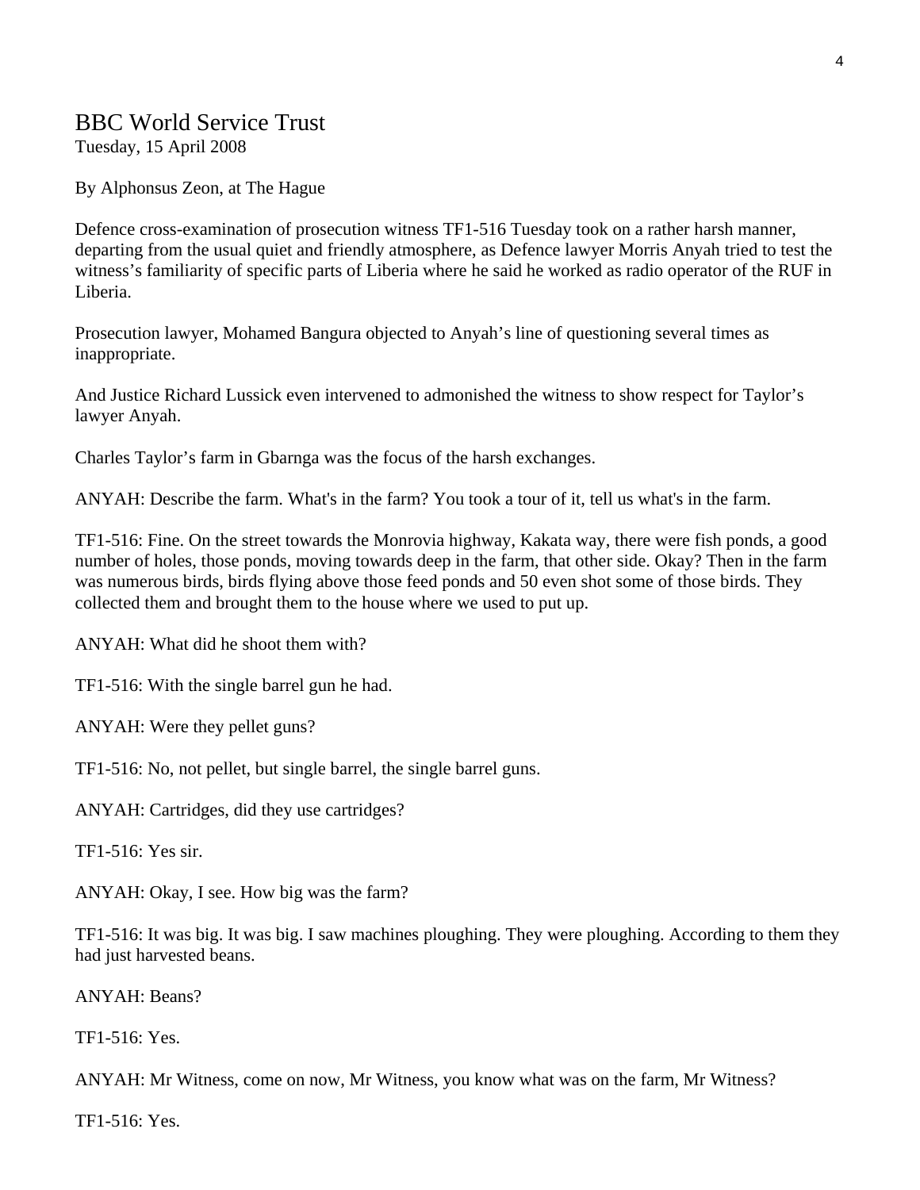## BBC World Service Trust

Tuesday, 15 April 2008

By Alphonsus Zeon, at The Hague

Defence cross-examination of prosecution witness TF1-516 Tuesday took on a rather harsh manner, departing from the usual quiet and friendly atmosphere, as Defence lawyer Morris Anyah tried to test the witness's familiarity of specific parts of Liberia where he said he worked as radio operator of the RUF in Liberia.

Prosecution lawyer, Mohamed Bangura objected to Anyah's line of questioning several times as inappropriate.

And Justice Richard Lussick even intervened to admonished the witness to show respect for Taylor's lawyer Anyah.

Charles Taylor's farm in Gbarnga was the focus of the harsh exchanges.

ANYAH: Describe the farm. What's in the farm? You took a tour of it, tell us what's in the farm.

TF1-516: Fine. On the street towards the Monrovia highway, Kakata way, there were fish ponds, a good number of holes, those ponds, moving towards deep in the farm, that other side. Okay? Then in the farm was numerous birds, birds flying above those feed ponds and 50 even shot some of those birds. They collected them and brought them to the house where we used to put up.

ANYAH: What did he shoot them with?

TF1-516: With the single barrel gun he had.

ANYAH: Were they pellet guns?

TF1-516: No, not pellet, but single barrel, the single barrel guns.

ANYAH: Cartridges, did they use cartridges?

TF1-516: Yes sir.

ANYAH: Okay, I see. How big was the farm?

TF1-516: It was big. It was big. I saw machines ploughing. They were ploughing. According to them they had just harvested beans.

ANYAH: Beans?

TF1-516: Yes.

ANYAH: Mr Witness, come on now, Mr Witness, you know what was on the farm, Mr Witness?

TF1-516: Yes.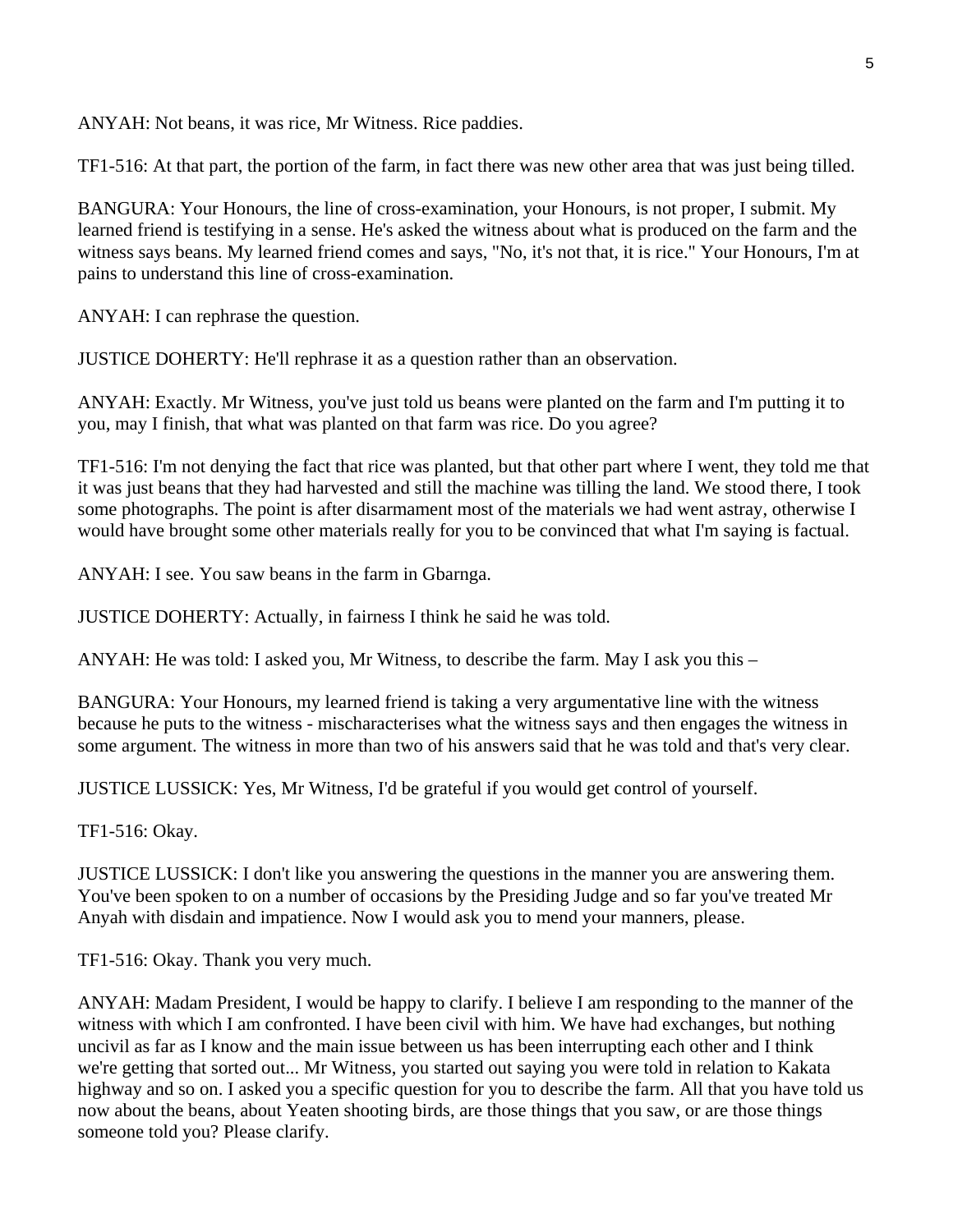ANYAH: Not beans, it was rice, Mr Witness. Rice paddies.

TF1-516: At that part, the portion of the farm, in fact there was new other area that was just being tilled.

BANGURA: Your Honours, the line of cross-examination, your Honours, is not proper, I submit. My learned friend is testifying in a sense. He's asked the witness about what is produced on the farm and the witness says beans. My learned friend comes and says, "No, it's not that, it is rice." Your Honours, I'm at pains to understand this line of cross-examination.

ANYAH: I can rephrase the question.

JUSTICE DOHERTY: He'll rephrase it as a question rather than an observation.

ANYAH: Exactly. Mr Witness, you've just told us beans were planted on the farm and I'm putting it to you, may I finish, that what was planted on that farm was rice. Do you agree?

TF1-516: I'm not denying the fact that rice was planted, but that other part where I went, they told me that it was just beans that they had harvested and still the machine was tilling the land. We stood there, I took some photographs. The point is after disarmament most of the materials we had went astray, otherwise I would have brought some other materials really for you to be convinced that what I'm saying is factual.

ANYAH: I see. You saw beans in the farm in Gbarnga.

JUSTICE DOHERTY: Actually, in fairness I think he said he was told.

ANYAH: He was told: I asked you, Mr Witness, to describe the farm. May I ask you this –

BANGURA: Your Honours, my learned friend is taking a very argumentative line with the witness because he puts to the witness - mischaracterises what the witness says and then engages the witness in some argument. The witness in more than two of his answers said that he was told and that's very clear.

JUSTICE LUSSICK: Yes, Mr Witness, I'd be grateful if you would get control of yourself.

TF1-516: Okay.

JUSTICE LUSSICK: I don't like you answering the questions in the manner you are answering them. You've been spoken to on a number of occasions by the Presiding Judge and so far you've treated Mr Anyah with disdain and impatience. Now I would ask you to mend your manners, please.

TF1-516: Okay. Thank you very much.

ANYAH: Madam President, I would be happy to clarify. I believe I am responding to the manner of the witness with which I am confronted. I have been civil with him. We have had exchanges, but nothing uncivil as far as I know and the main issue between us has been interrupting each other and I think we're getting that sorted out... Mr Witness, you started out saying you were told in relation to Kakata highway and so on. I asked you a specific question for you to describe the farm. All that you have told us now about the beans, about Yeaten shooting birds, are those things that you saw, or are those things someone told you? Please clarify.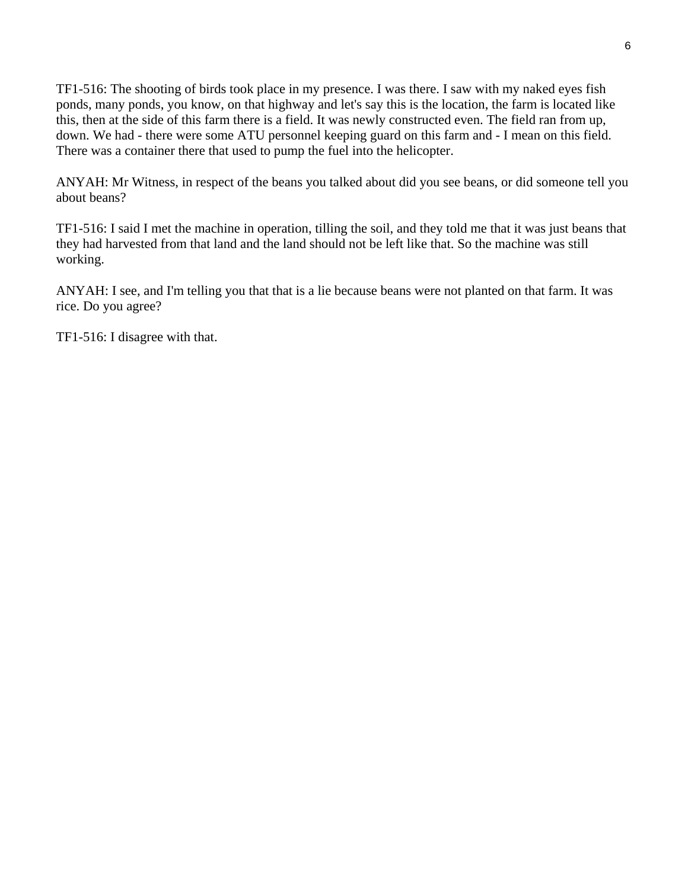TF1-516: The shooting of birds took place in my presence. I was there. I saw with my naked eyes fish ponds, many ponds, you know, on that highway and let's say this is the location, the farm is located like this, then at the side of this farm there is a field. It was newly constructed even. The field ran from up, down. We had - there were some ATU personnel keeping guard on this farm and - I mean on this field. There was a container there that used to pump the fuel into the helicopter.

ANYAH: Mr Witness, in respect of the beans you talked about did you see beans, or did someone tell you about beans?

TF1-516: I said I met the machine in operation, tilling the soil, and they told me that it was just beans that they had harvested from that land and the land should not be left like that. So the machine was still working.

ANYAH: I see, and I'm telling you that that is a lie because beans were not planted on that farm. It was rice. Do you agree?

TF1-516: I disagree with that.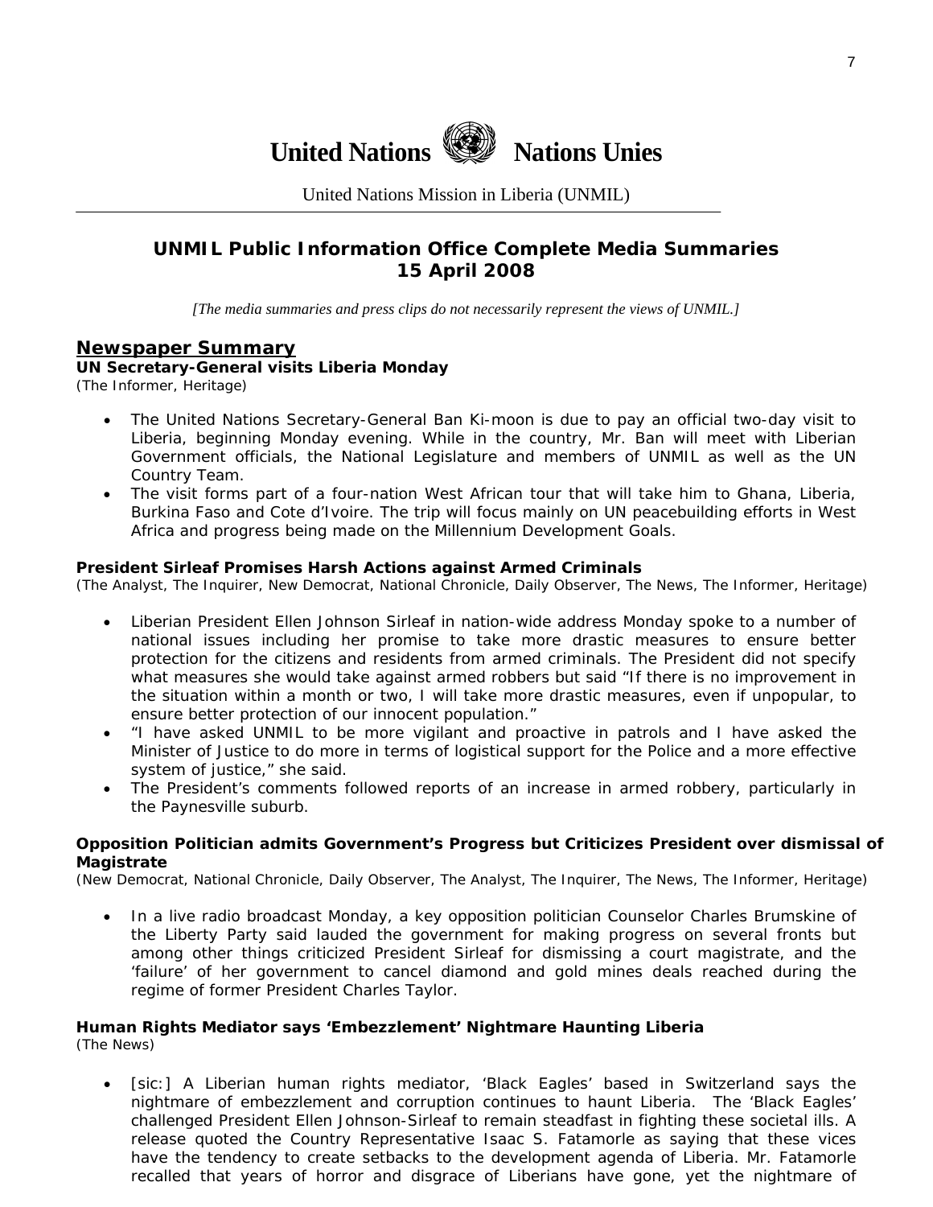# United Nations Nations Unies

United Nations Mission in Liberia (UNMIL)

## UNMIL Public Information Office Complete Media Summaries
## 15 April 2008

*[The media summaries and press clips do not necessarily represent the views of UNMIL.]*

## Newspaper Summary

**UN Secretary-General visits Liberia Monday**
(The Informer, Heritage)

- The United Nations Secretary-General Ban Ki-moon is due to pay an official two-day visit to Liberia, beginning Monday evening. While in the country, Mr. Ban will meet with Liberian Government officials, the National Legislature and members of UNMIL as well as the UN Country Team.
- The visit forms part of a four-nation West African tour that will take him to Ghana, Liberia, Burkina Faso and Cote d'Ivoire. The trip will focus mainly on UN peacebuilding efforts in West Africa and progress being made on the Millennium Development Goals.

**President Sirleaf Promises Harsh Actions against Armed Criminals**
(The Analyst, The Inquirer, New Democrat, National Chronicle, Daily Observer, The News, The Informer, Heritage)

- Liberian President Ellen Johnson Sirleaf in nation-wide address Monday spoke to a number of national issues including her promise to take more drastic measures to ensure better protection for the citizens and residents from armed criminals. The President did not specify what measures she would take against armed robbers but said "If there is no improvement in the situation within a month or two, I will take more drastic measures, even if unpopular, to ensure better protection of our innocent population."
- "I have asked UNMIL to be more vigilant and proactive in patrols and I have asked the Minister of Justice to do more in terms of logistical support for the Police and a more effective system of justice," she said.
- The President's comments followed reports of an increase in armed robbery, particularly in the Paynesville suburb.

**Opposition Politician admits Government's Progress but Criticizes President over dismissal of Magistrate**
(New Democrat, National Chronicle, Daily Observer, The Analyst, The Inquirer, The News, The Informer, Heritage)

- In a live radio broadcast Monday, a key opposition politician Counselor Charles Brumskine of the Liberty Party said lauded the government for making progress on several fronts but among other things criticized President Sirleaf for dismissing a court magistrate, and the 'failure' of her government to cancel diamond and gold mines deals reached during the regime of former President Charles Taylor.

**Human Rights Mediator says 'Embezzlement' Nightmare Haunting Liberia**
(The News)

- [sic:] A Liberian human rights mediator, 'Black Eagles' based in Switzerland says the nightmare of embezzlement and corruption continues to haunt Liberia. The 'Black Eagles' challenged President Ellen Johnson-Sirleaf to remain steadfast in fighting these societal ills. A release quoted the Country Representative Isaac S. Fatamorle as saying that these vices have the tendency to create setbacks to the development agenda of Liberia. Mr. Fatamorle recalled that years of horror and disgrace of Liberians have gone, yet the nightmare of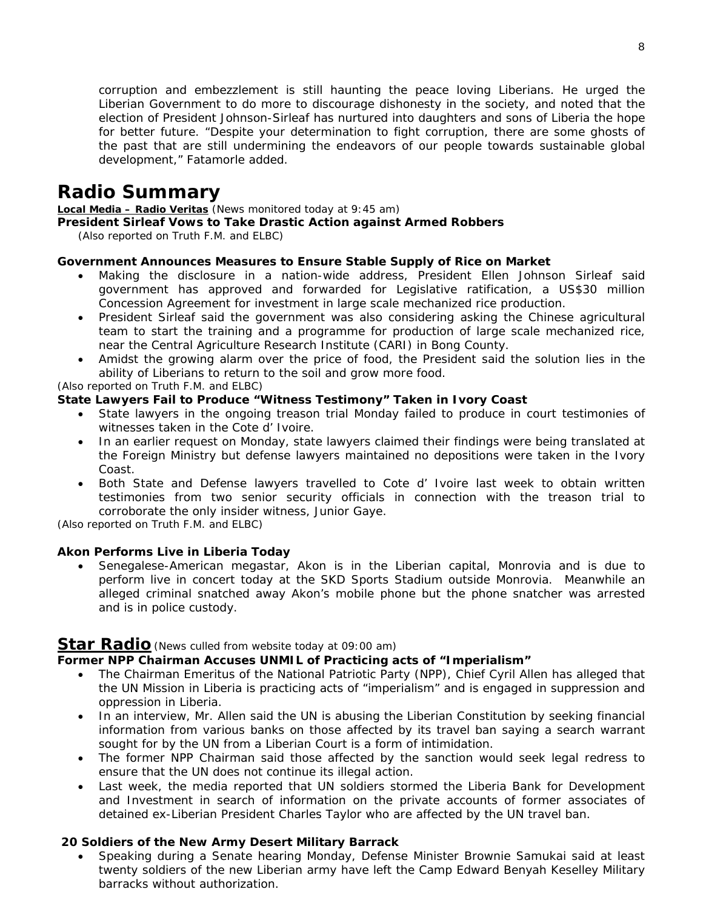corruption and embezzlement is still haunting the peace loving Liberians. He urged the Liberian Government to do more to discourage dishonesty in the society, and noted that the election of President Johnson-Sirleaf has nurtured into daughters and sons of Liberia the hope for better future. "Despite your determination to fight corruption, there are some ghosts of the past that are still undermining the endeavors of our people towards sustainable global development," Fatamorle added.

# Radio Summary

**Local Media – Radio Veritas** *(News monitored today at 9:45 am)*

**President Sirleaf Vows to Take Drastic Action against Armed Robbers**

*(Also reported on Truth F.M. and ELBC)*

**Government Announces Measures to Ensure Stable Supply of Rice on Market**

- Making the disclosure in a nation-wide address, President Ellen Johnson Sirleaf said government has approved and forwarded for Legislative ratification, a US$30 million Concession Agreement for investment in large scale mechanized rice production.
- President Sirleaf said the government was also considering asking the Chinese agricultural team to start the training and a programme for production of large scale mechanized rice, near the Central Agriculture Research Institute (CARI) in Bong County.
- Amidst the growing alarm over the price of food, the President said the solution lies in the ability of Liberians to return to the soil and grow more food.

*(Also reported on Truth F.M. and ELBC)*

**State Lawyers Fail to Produce "Witness Testimony" Taken in Ivory Coast**

- State lawyers in the ongoing treason trial Monday failed to produce in court testimonies of witnesses taken in the Cote d' Ivoire.
- In an earlier request on Monday, state lawyers claimed their findings were being translated at the Foreign Ministry but defense lawyers maintained no depositions were taken in the Ivory Coast.
- Both State and Defense lawyers travelled to Cote d' Ivoire last week to obtain written testimonies from two senior security officials in connection with the treason trial to corroborate the only insider witness, Junior Gaye.

*(Also reported on Truth F.M. and ELBC)*

**Akon Performs Live in Liberia Today**

- Senegalese-American megastar, Akon is in the Liberian capital, Monrovia and is due to perform live in concert today at the SKD Sports Stadium outside Monrovia. Meanwhile an alleged criminal snatched away Akon's mobile phone but the phone snatcher was arrested and is in police custody.

## Star Radio *(News culled from website today at 09:00 am)*

**Former NPP Chairman Accuses UNMIL of Practicing acts of "Imperialism"**

- The Chairman Emeritus of the National Patriotic Party (NPP), Chief Cyril Allen has alleged that the UN Mission in Liberia is practicing acts of "imperialism" and is engaged in suppression and oppression in Liberia.
- In an interview, Mr. Allen said the UN is abusing the Liberian Constitution by seeking financial information from various banks on those affected by its travel ban saying a search warrant sought for by the UN from a Liberian Court is a form of intimidation.
- The former NPP Chairman said those affected by the sanction would seek legal redress to ensure that the UN does not continue its illegal action.
- Last week, the media reported that UN soldiers stormed the Liberia Bank for Development and Investment in search of information on the private accounts of former associates of detained ex-Liberian President Charles Taylor who are affected by the UN travel ban.

**20 Soldiers of the New Army Desert Military Barrack**

- Speaking during a Senate hearing Monday, Defense Minister Brownie Samukai said at least twenty soldiers of the new Liberian army have left the Camp Edward Benyah Keselley Military barracks without authorization.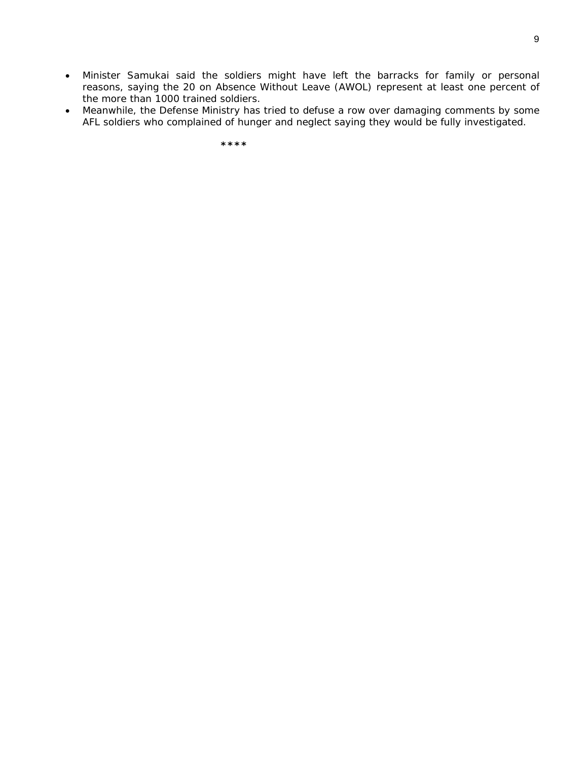- Minister Samukai said the soldiers might have left the barracks for family or personal reasons, saying the 20 on Absence Without Leave (AWOL) represent at least one percent of the more than 1000 trained soldiers.
- Meanwhile, the Defense Ministry has tried to defuse a row over damaging comments by some AFL soldiers who complained of hunger and neglect saying they would be fully investigated.

****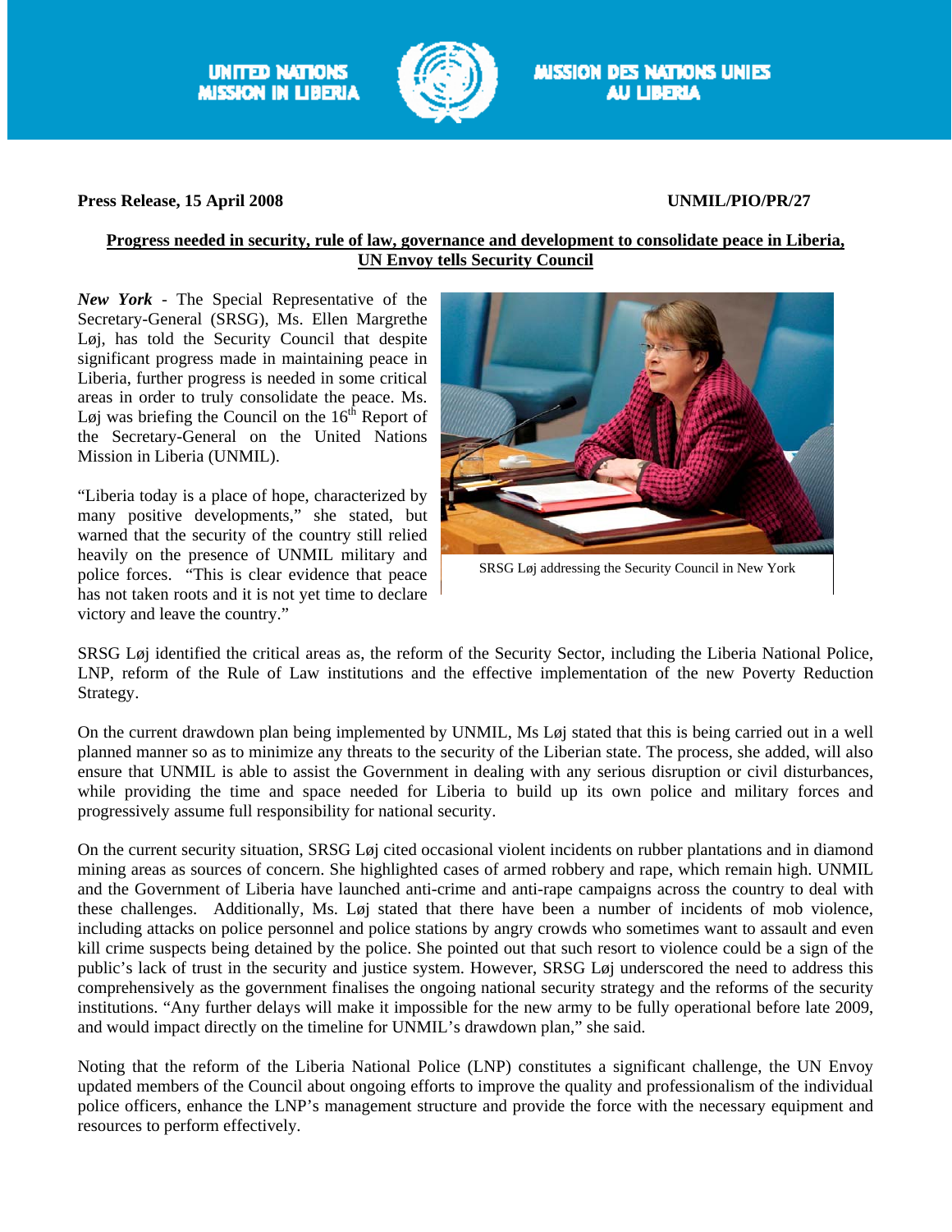UNITED NATIONS MISSION IN LIBERIA

MISSION DES NATIONS UNIES AU LIBERIA

**Press Release, 15 April 2008** **UNMIL/PIO/PR/27**

**Progress needed in security, rule of law, governance and development to consolidate peace in Liberia, UN Envoy tells Security Council**

***New York*** - The Special Representative of the Secretary-General (SRSG), Ms. Ellen Margrethe Løj, has told the Security Council that despite significant progress made in maintaining peace in Liberia, further progress is needed in some critical areas in order to truly consolidate the peace. Ms. Løj was briefing the Council on the 16th Report of the Secretary-General on the United Nations Mission in Liberia (UNMIL).

SRSG Løj addressing the Security Council in New York

"Liberia today is a place of hope, characterized by many positive developments," she stated, but warned that the security of the country still relied heavily on the presence of UNMIL military and police forces. "This is clear evidence that peace has not taken roots and it is not yet time to declare victory and leave the country."

SRSG Løj identified the critical areas as, the reform of the Security Sector, including the Liberia National Police, LNP, reform of the Rule of Law institutions and the effective implementation of the new Poverty Reduction Strategy.

On the current drawdown plan being implemented by UNMIL, Ms Løj stated that this is being carried out in a well planned manner so as to minimize any threats to the security of the Liberian state. The process, she added, will also ensure that UNMIL is able to assist the Government in dealing with any serious disruption or civil disturbances, while providing the time and space needed for Liberia to build up its own police and military forces and progressively assume full responsibility for national security.

On the current security situation, SRSG Løj cited occasional violent incidents on rubber plantations and in diamond mining areas as sources of concern. She highlighted cases of armed robbery and rape, which remain high. UNMIL and the Government of Liberia have launched anti-crime and anti-rape campaigns across the country to deal with these challenges. Additionally, Ms. Løj stated that there have been a number of incidents of mob violence, including attacks on police personnel and police stations by angry crowds who sometimes want to assault and even kill crime suspects being detained by the police. She pointed out that such resort to violence could be a sign of the public's lack of trust in the security and justice system. However, SRSG Løj underscored the need to address this comprehensively as the government finalises the ongoing national security strategy and the reforms of the security institutions. "Any further delays will make it impossible for the new army to be fully operational before late 2009, and would impact directly on the timeline for UNMIL's drawdown plan," she said.

Noting that the reform of the Liberia National Police (LNP) constitutes a significant challenge, the UN Envoy updated members of the Council about ongoing efforts to improve the quality and professionalism of the individual police officers, enhance the LNP's management structure and provide the force with the necessary equipment and resources to perform effectively.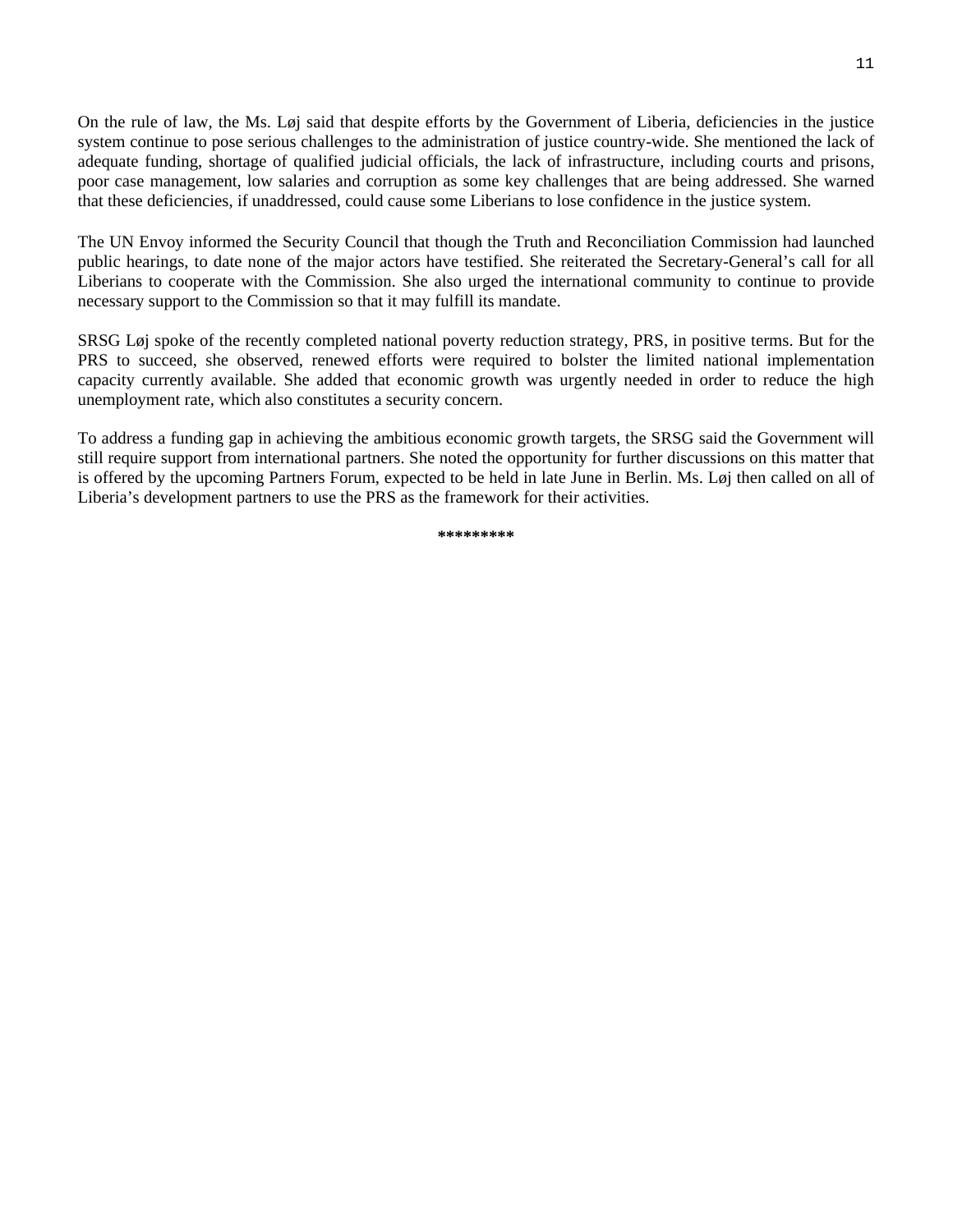On the rule of law, the Ms. Løj said that despite efforts by the Government of Liberia, deficiencies in the justice system continue to pose serious challenges to the administration of justice country-wide. She mentioned the lack of adequate funding, shortage of qualified judicial officials, the lack of infrastructure, including courts and prisons, poor case management, low salaries and corruption as some key challenges that are being addressed. She warned that these deficiencies, if unaddressed, could cause some Liberians to lose confidence in the justice system.

The UN Envoy informed the Security Council that though the Truth and Reconciliation Commission had launched public hearings, to date none of the major actors have testified. She reiterated the Secretary-General's call for all Liberians to cooperate with the Commission. She also urged the international community to continue to provide necessary support to the Commission so that it may fulfill its mandate.

SRSG Løj spoke of the recently completed national poverty reduction strategy, PRS, in positive terms. But for the PRS to succeed, she observed, renewed efforts were required to bolster the limited national implementation capacity currently available. She added that economic growth was urgently needed in order to reduce the high unemployment rate, which also constitutes a security concern.

To address a funding gap in achieving the ambitious economic growth targets, the SRSG said the Government will still require support from international partners. She noted the opportunity for further discussions on this matter that is offered by the upcoming Partners Forum, expected to be held in late June in Berlin. Ms. Løj then called on all of Liberia's development partners to use the PRS as the framework for their activities.

**\*\*\*\*\*\*\*\*\***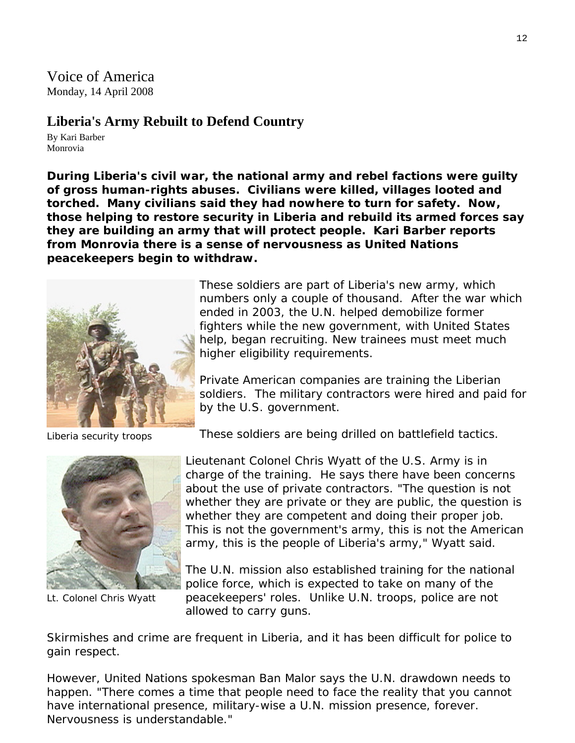Voice of America
Monday, 14 April 2008

## Liberia's Army Rebuilt to Defend Country

By Kari Barber
Monrovia

**During Liberia's civil war, the national army and rebel factions were guilty of gross human-rights abuses. Civilians were killed, villages looted and torched. Many civilians said they had nowhere to turn for safety. Now, those helping to restore security in Liberia and rebuild its armed forces say they are building an army that will protect people. Kari Barber reports from Monrovia there is a sense of nervousness as United Nations peacekeepers begin to withdraw.**

Liberia security troops

These soldiers are part of Liberia's new army, which numbers only a couple of thousand. After the war which ended in 2003, the U.N. helped demobilize former fighters while the new government, with United States help, began recruiting. New trainees must meet much higher eligibility requirements.

Private American companies are training the Liberian soldiers. The military contractors were hired and paid for by the U.S. government.

These soldiers are being drilled on battlefield tactics.

Lt. Colonel Chris Wyatt

Lieutenant Colonel Chris Wyatt of the U.S. Army is in charge of the training. He says there have been concerns about the use of private contractors. "The question is not whether they are private or they are public, the question is whether they are competent and doing their proper job. This is not the government's army, this is not the American army, this is the people of Liberia's army," Wyatt said.

The U.N. mission also established training for the national police force, which is expected to take on many of the peacekeepers' roles. Unlike U.N. troops, police are not allowed to carry guns.

Skirmishes and crime are frequent in Liberia, and it has been difficult for police to gain respect.

However, United Nations spokesman Ban Malor says the U.N. drawdown needs to happen. "There comes a time that people need to face the reality that you cannot have international presence, military-wise a U.N. mission presence, forever. Nervousness is understandable."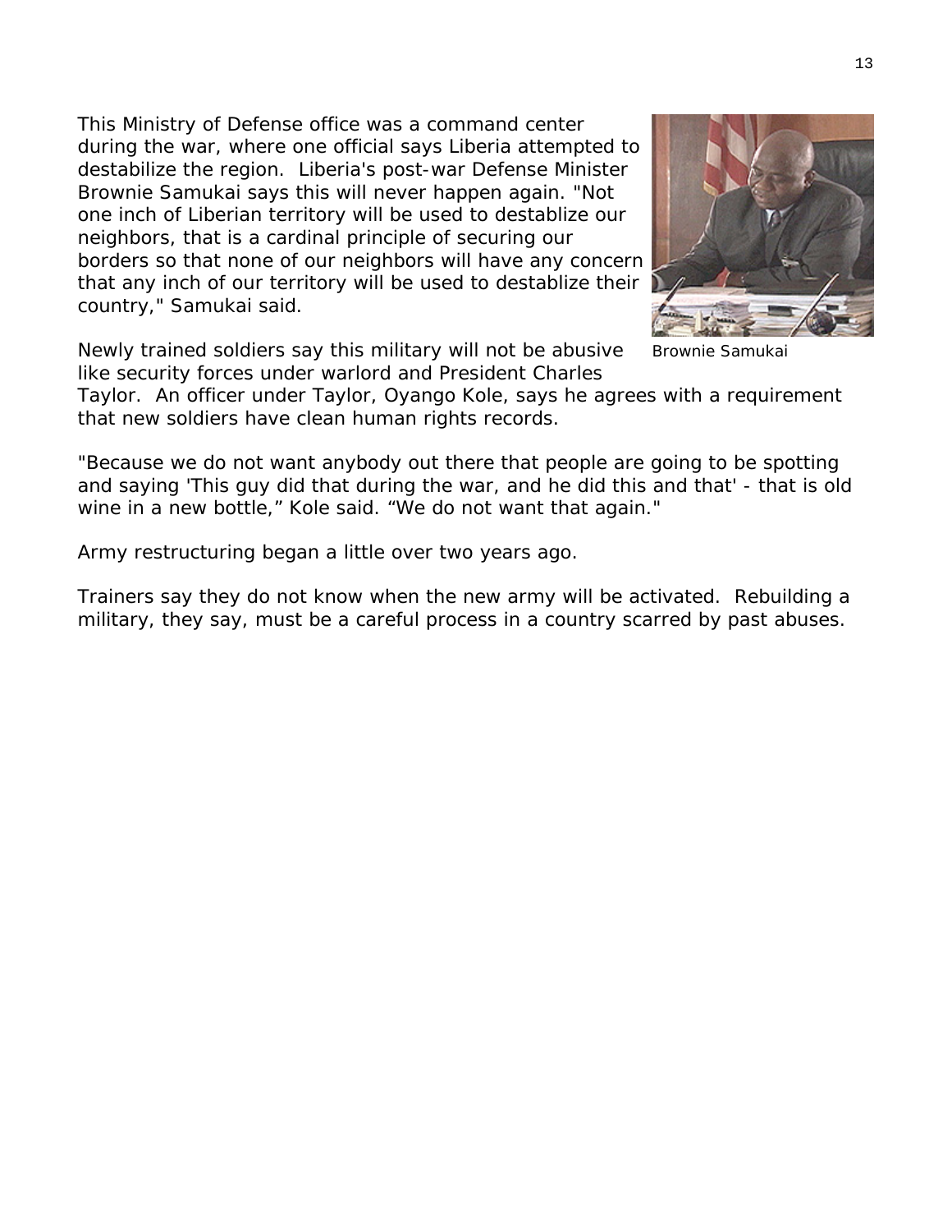This Ministry of Defense office was a command center during the war, where one official says Liberia attempted to destabilize the region. Liberia's post-war Defense Minister Brownie Samukai says this will never happen again. "Not one inch of Liberian territory will be used to destablize our neighbors, that is a cardinal principle of securing our borders so that none of our neighbors will have any concern that any inch of our territory will be used to destablize their country," Samukai said.

Brownie Samukai

Newly trained soldiers say this military will not be abusive like security forces under warlord and President Charles Taylor. An officer under Taylor, Oyango Kole, says he agrees with a requirement that new soldiers have clean human rights records.

"Because we do not want anybody out there that people are going to be spotting and saying 'This guy did that during the war, and he did this and that' - that is old wine in a new bottle," Kole said. "We do not want that again."

Army restructuring began a little over two years ago.

Trainers say they do not know when the new army will be activated. Rebuilding a military, they say, must be a careful process in a country scarred by past abuses.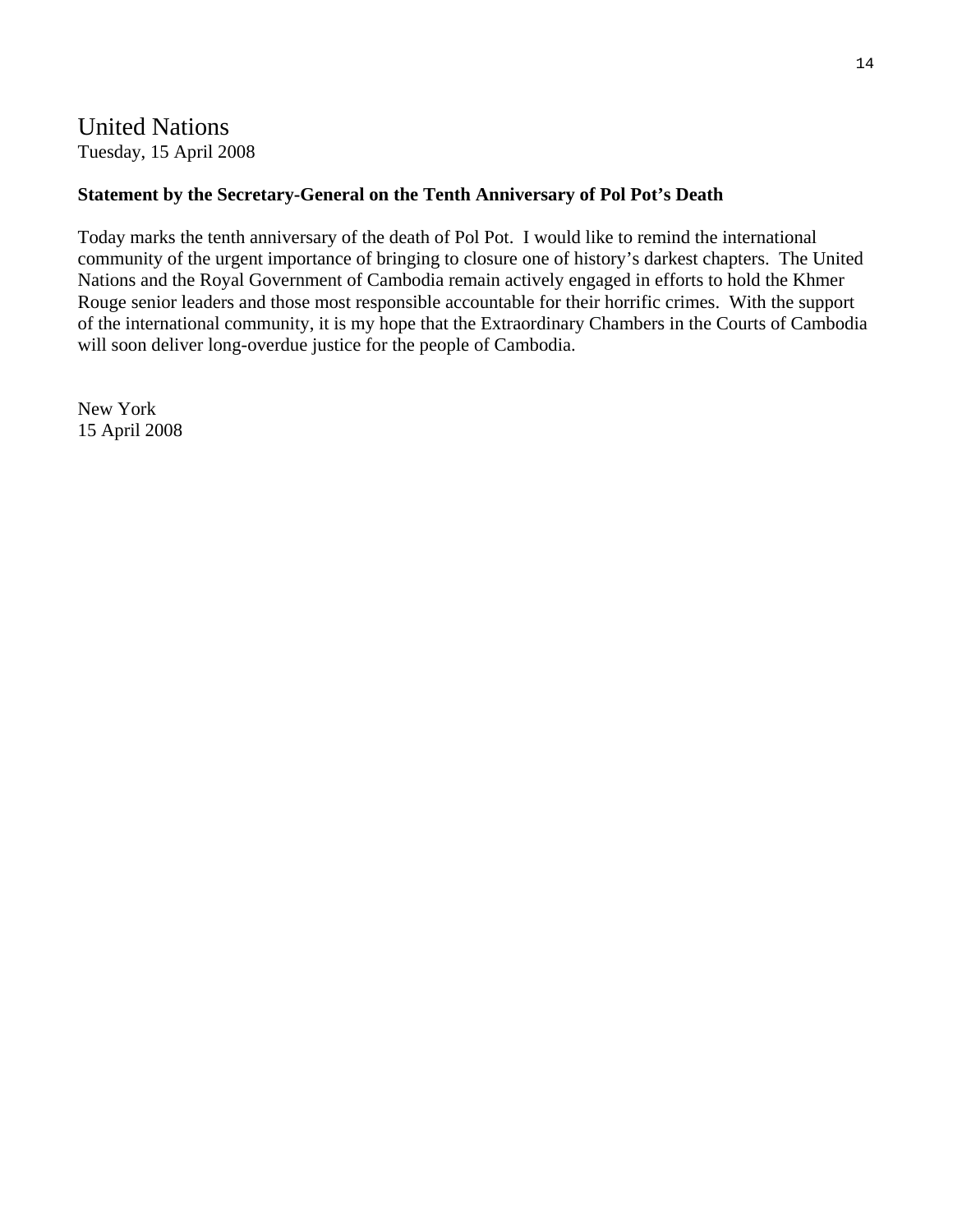# United Nations

Tuesday, 15 April 2008

**Statement by the Secretary-General on the Tenth Anniversary of Pol Pot's Death**

Today marks the tenth anniversary of the death of Pol Pot. I would like to remind the international community of the urgent importance of bringing to closure one of history's darkest chapters. The United Nations and the Royal Government of Cambodia remain actively engaged in efforts to hold the Khmer Rouge senior leaders and those most responsible accountable for their horrific crimes. With the support of the international community, it is my hope that the Extraordinary Chambers in the Courts of Cambodia will soon deliver long-overdue justice for the people of Cambodia.

New York
15 April 2008